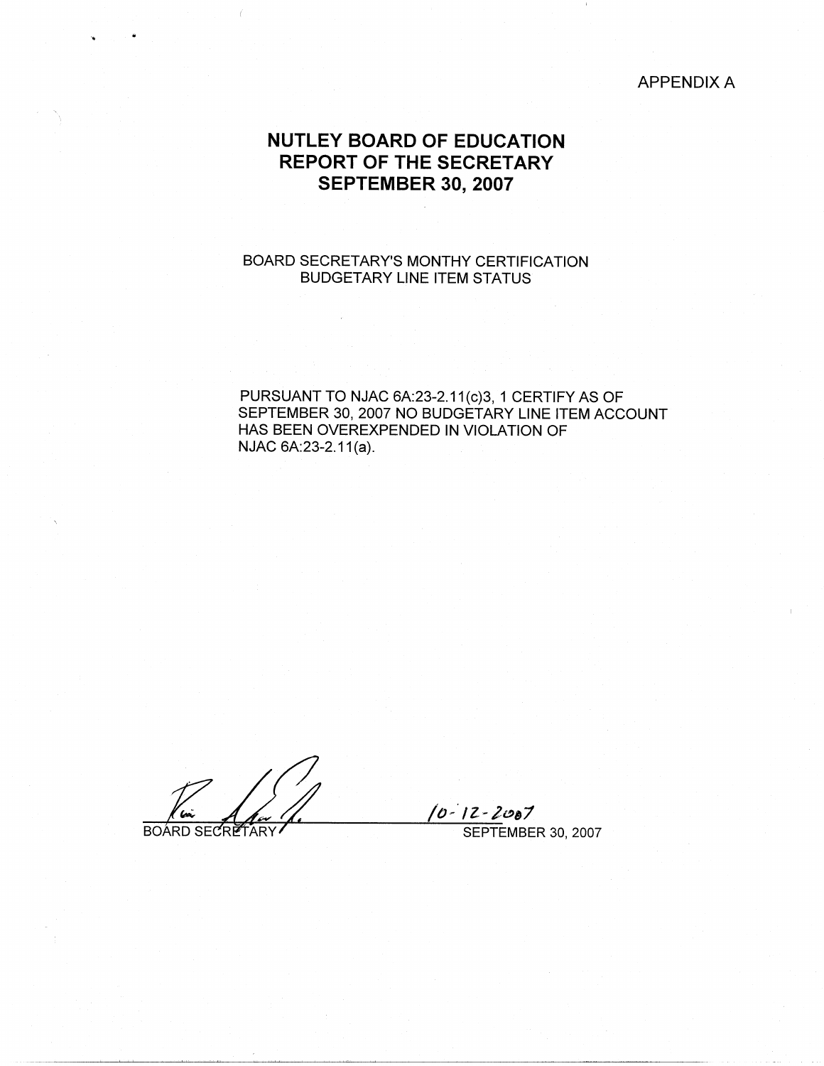APPENDIX A

# NUTLEY BOARD OF EDUCATION
# REPORT OF THE SECRETARY
# SEPTEMBER 30, 2007

BOARD SECRETARY'S MONTHY CERTIFICATION
BUDGETARY LINE ITEM STATUS

PURSUANT TO NJAC 6A:23-2.11(c)3, 1 CERTIFY AS OF SEPTEMBER 30, 2007 NO BUDGETARY LINE ITEM ACCOUNT HAS BEEN OVEREXPENDED IN VIOLATION OF NJAC 6A:23-2.11(a).

BOARD SECRETARY

10-12-2007

SEPTEMBER 30, 2007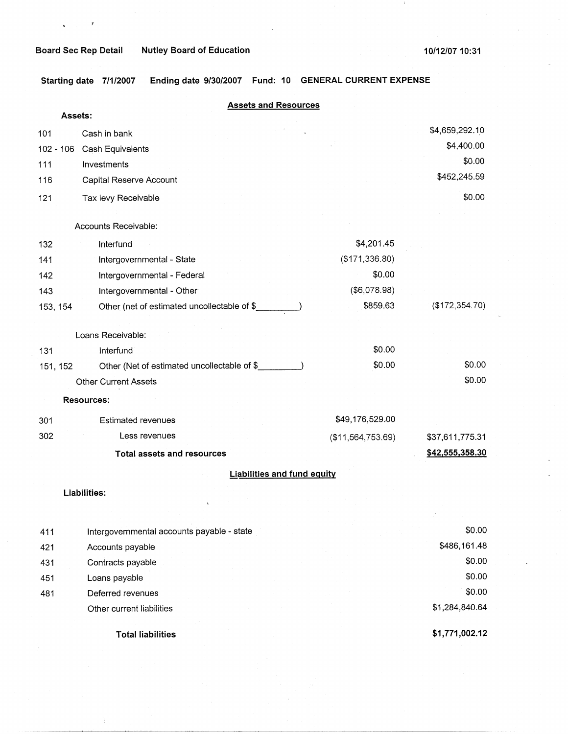Board Sec Rep Detail    Nutley Board of Education    10/12/07 10:31

**Starting date 7/1/2007    Ending date 9/30/2007    Fund: 10    GENERAL CURRENT EXPENSE**

## Assets and Resources

| Code | Description | | |
|---|---|---|---|
| **Assets:** | | | |
| 101 | Cash in bank | | $4,659,292.10 |
| 102 - 106 | Cash Equivalents | | $4,400.00 |
| 111 | Investments | | $0.00 |
| 116 | Capital Reserve Account | | $452,245.59 |
| 121 | Tax levy Receivable | | $0.00 |
| | Accounts Receivable: | | |
| 132 | Interfund | $4,201.45 | |
| 141 | Intergovernmental - State | ($171,336.80) | |
| 142 | Intergovernmental - Federal | $0.00 | |
| 143 | Intergovernmental - Other | ($6,078.98) | |
| 153, 154 | Other (net of estimated uncollectable of $_________) | $859.63 | ($172,354.70) |
| | Loans Receivable: | | |
| 131 | Interfund | $0.00 | |
| 151, 152 | Other (Net of estimated uncollectable of $_________) | $0.00 | $0.00 |
| | Other Current Assets | | $0.00 |
| **Resources:** | | | |
| 301 | Estimated revenues | $49,176,529.00 | |
| 302 | Less revenues | ($11,564,753.69) | $37,611,775.31 |
| | **Total assets and resources** | | **$42,555,358.30** |

## Liabilities and fund equity

| Code | Description | |
|---|---|---|
| **Liabilities:** | | |
| 411 | Intergovernmental accounts payable - state | $0.00 |
| 421 | Accounts payable | $486,161.48 |
| 431 | Contracts payable | $0.00 |
| 451 | Loans payable | $0.00 |
| 481 | Deferred revenues | $0.00 |
| | Other current liabilities | $1,284,840.64 |
| | **Total liabilities** | **$1,771,002.12** |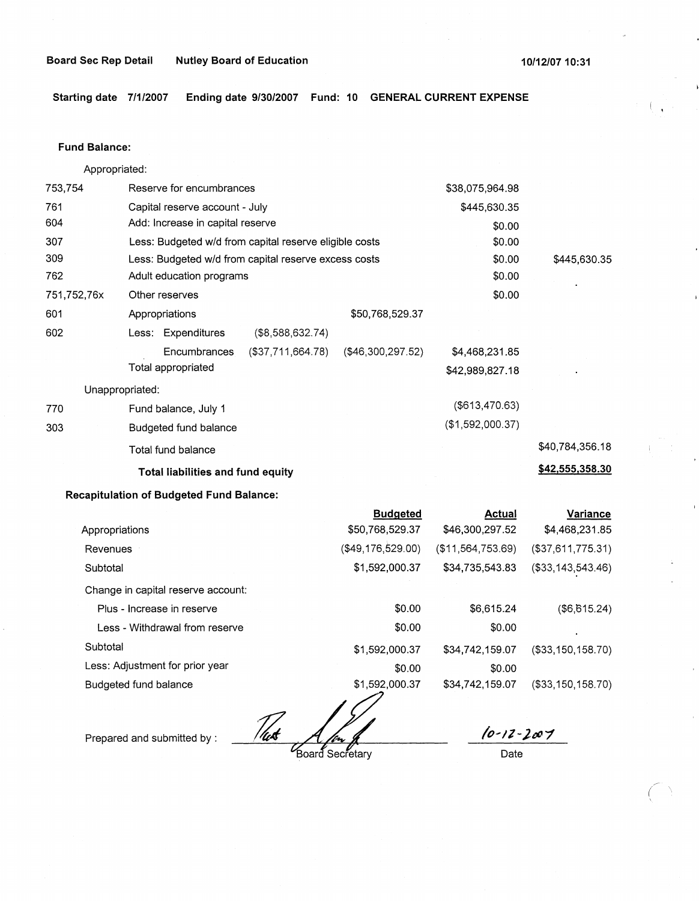Board Sec Rep Detail    Nutley Board of Education    10/12/07 10:31

**Starting date 7/1/2007    Ending date 9/30/2007    Fund: 10    GENERAL CURRENT EXPENSE**

**Fund Balance:**

Appropriated:

| Code | Description | | | | |
|---|---|---|---|---|---|
| 753,754 | Reserve for encumbrances | | | $38,075,964.98 | |
| 761 | Capital reserve account - July | | | $445,630.35 | |
| 604 | Add: Increase in capital reserve | | | $0.00 | |
| 307 | Less: Budgeted w/d from capital reserve eligible costs | | | $0.00 | |
| 309 | Less: Budgeted w/d from capital reserve excess costs | | | $0.00 | $445,630.35 |
| 762 | Adult education programs | | | $0.00 | |
| 751,752,76x | Other reserves | | | $0.00 | |
| 601 | Appropriations | | $50,768,529.37 | | |
| 602 | Less: Expenditures | ($8,588,632.74) | | | |
| | Encumbrances | ($37,711,664.78) | ($46,300,297.52) | $4,468,231.85 | |
| | Total appropriated | | | $42,989,827.18 | |

Unappropriated:

| Code | Description | | |
|---|---|---|---|
| 770 | Fund balance, July 1 | ($613,470.63) | |
| 303 | Budgeted fund balance | ($1,592,000.37) | |
| | Total fund balance | | $40,784,356.18 |
| | **Total liabilities and fund equity** | | **$42,555,358.30** |

**Recapitulation of Budgeted Fund Balance:**

| | Budgeted | Actual | Variance |
|---|---|---|---|
| Appropriations | $50,768,529.37 | $46,300,297.52 | $4,468,231.85 |
| Revenues | ($49,176,529.00) | ($11,564,753.69) | ($37,611,775.31) |
| Subtotal | $1,592,000.37 | $34,735,543.83 | ($33,143,543.46) |
| Change in capital reserve account: | | | |
| Plus - Increase in reserve | $0.00 | $6,615.24 | ($6,615.24) |
| Less - Withdrawal from reserve | $0.00 | $0.00 | |
| Subtotal | $1,592,000.37 | $34,742,159.07 | ($33,150,158.70) |
| Less: Adjustment for prior year | $0.00 | $0.00 | |
| Budgeted fund balance | $1,592,000.37 | $34,742,159.07 | ($33,150,158.70) |

Prepared and submitted by : ____________________ Board Secretary    10-12-2007 Date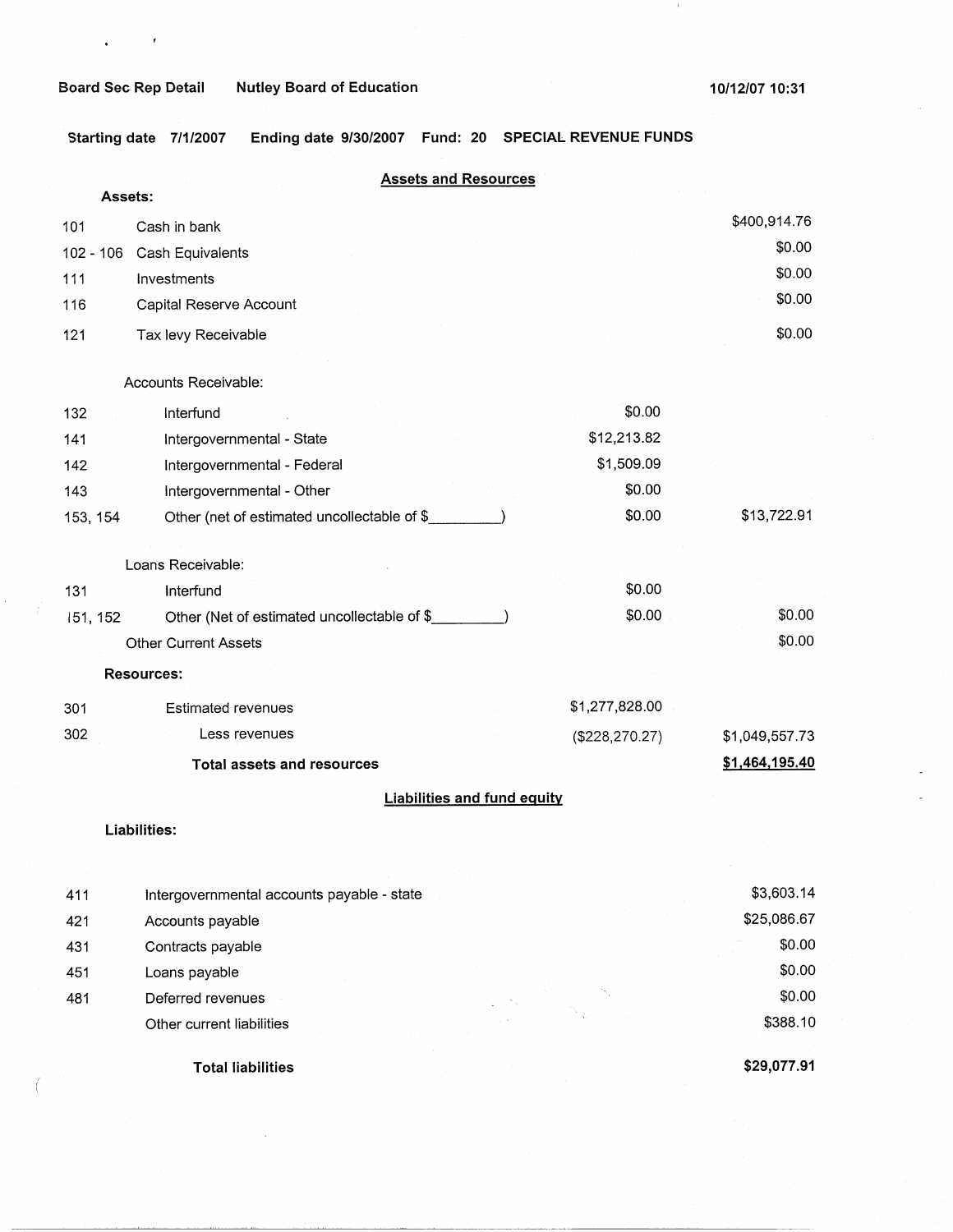Board Sec Rep Detail    Nutley Board of Education    10/12/07 10:31

Starting date 7/1/2007    Ending date 9/30/2007    Fund: 20    SPECIAL REVENUE FUNDS

## Assets and Resources

**Assets:**

| Code | Description | | Amount |
|---|---|---|---|
| 101 | Cash in bank | | $400,914.76 |
| 102 - 106 | Cash Equivalents | | $0.00 |
| 111 | Investments | | $0.00 |
| 116 | Capital Reserve Account | | $0.00 |
| 121 | Tax levy Receivable | | $0.00 |
| | Accounts Receivable: | | |
| 132 | Interfund | $0.00 | |
| 141 | Intergovernmental - State | $12,213.82 | |
| 142 | Intergovernmental - Federal | $1,509.09 | |
| 143 | Intergovernmental - Other | $0.00 | |
| 153, 154 | Other (net of estimated uncollectable of $_________) | $0.00 | $13,722.91 |
| | Loans Receivable: | | |
| 131 | Interfund | $0.00 | |
| 151, 152 | Other (Net of estimated uncollectable of $_________) | $0.00 | $0.00 |
| | Other Current Assets | | $0.00 |

**Resources:**

| Code | Description | | Amount |
|---|---|---|---|
| 301 | Estimated revenues | $1,277,828.00 | |
| 302 | Less revenues | ($228,270.27) | $1,049,557.73 |
| | **Total assets and resources** | | **$1,464,195.40** |

## Liabilities and fund equity

**Liabilities:**

| Code | Description | Amount |
|---|---|---|
| 411 | Intergovernmental accounts payable - state | $3,603.14 |
| 421 | Accounts payable | $25,086.67 |
| 431 | Contracts payable | $0.00 |
| 451 | Loans payable | $0.00 |
| 481 | Deferred revenues | $0.00 |
| | Other current liabilities | $388.10 |
| | **Total liabilities** | **$29,077.91** |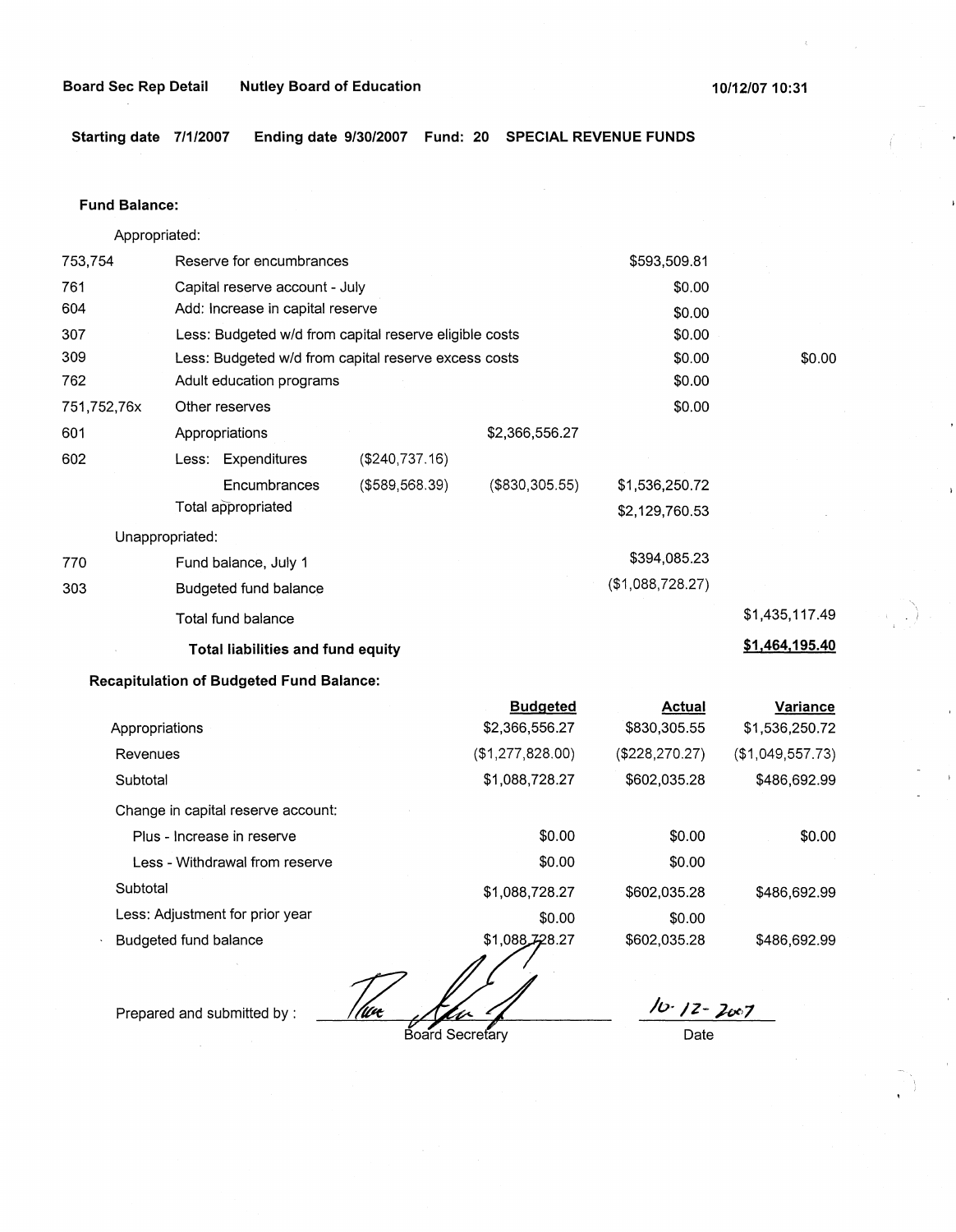**Board Sec Rep Detail** **Nutley Board of Education** **10/12/07 10:31**

**Starting date 7/1/2007** **Ending date 9/30/2007** **Fund: 20** **SPECIAL REVENUE FUNDS**

**Fund Balance:**

| | | | | | |
|---|---|---|---|---|---|
| | Appropriated: | | | | |
| 753,754 | Reserve for encumbrances | | | $593,509.81 | |
| 761 | Capital reserve account - July | | | $0.00 | |
| 604 | Add: Increase in capital reserve | | | $0.00 | |
| 307 | Less: Budgeted w/d from capital reserve eligible costs | | | $0.00 | |
| 309 | Less: Budgeted w/d from capital reserve excess costs | | | $0.00 | $0.00 |
| 762 | Adult education programs | | | $0.00 | |
| 751,752,76x | Other reserves | | | $0.00 | |
| 601 | Appropriations | | $2,366,556.27 | | |
| 602 | Less: Expenditures | ($240,737.16) | | | |
| | Encumbrances | ($589,568.39) | ($830,305.55) | $1,536,250.72 | |
| | Total appropriated | | | $2,129,760.53 | |
| | Unappropriated: | | | | |
| 770 | Fund balance, July 1 | | | $394,085.23 | |
| 303 | Budgeted fund balance | | | ($1,088,728.27) | |
| | Total fund balance | | | | $1,435,117.49 |
| | **Total liabilities and fund equity** | | | | **$1,464,195.40** |

**Recapitulation of Budgeted Fund Balance:**

| | Budgeted | Actual | Variance |
|---|---|---|---|
| Appropriations | $2,366,556.27 | $830,305.55 | $1,536,250.72 |
| Revenues | ($1,277,828.00) | ($228,270.27) | ($1,049,557.73) |
| Subtotal | $1,088,728.27 | $602,035.28 | $486,692.99 |
| Change in capital reserve account: | | | |
| Plus - Increase in reserve | $0.00 | $0.00 | $0.00 |
| Less - Withdrawal from reserve | $0.00 | $0.00 | |
| Subtotal | $1,088,728.27 | $602,035.28 | $486,692.99 |
| Less: Adjustment for prior year | $0.00 | $0.00 | |
| Budgeted fund balance | $1,088,728.27 | $602,035.28 | $486,692.99 |

Prepared and submitted by : ________________________ Board Secretary

10-12-2007
Date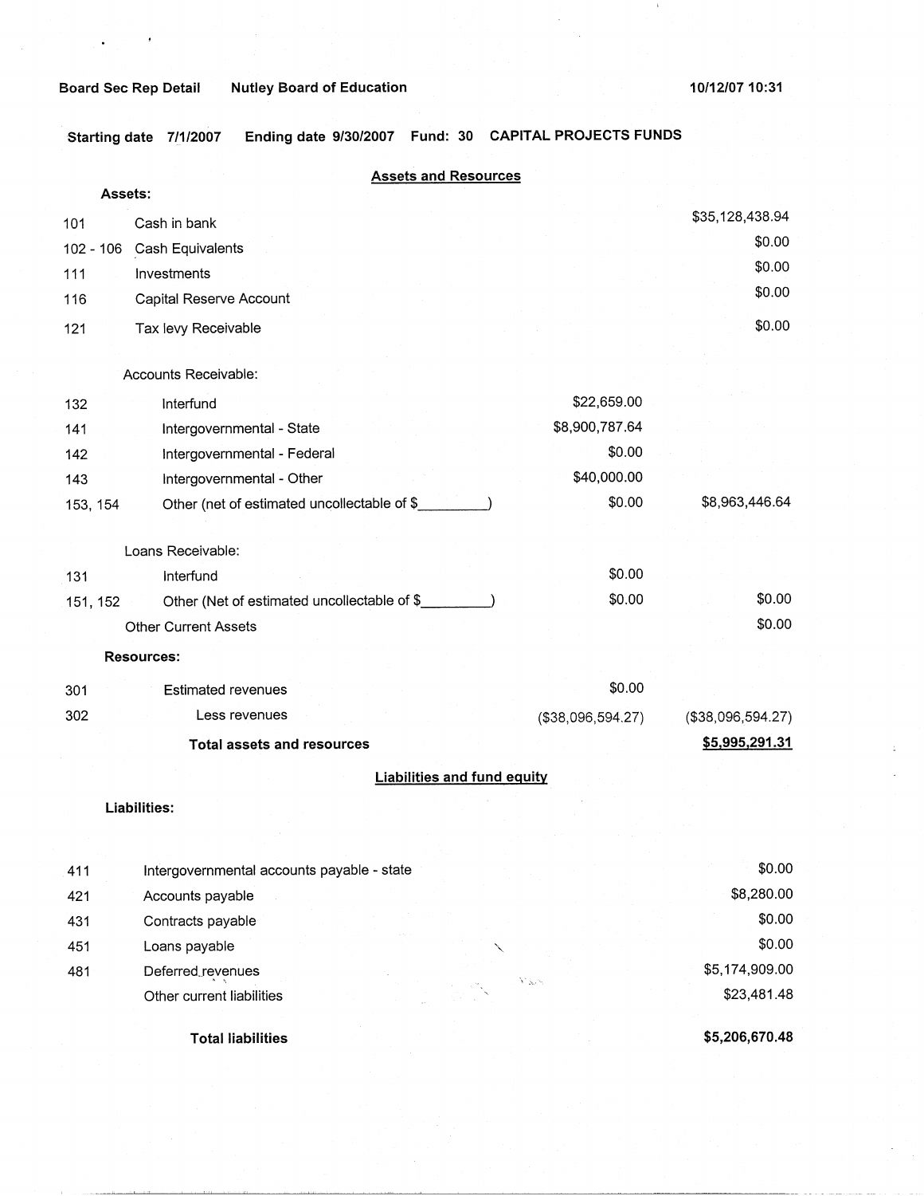Board Sec Rep Detail    Nutley Board of Education    10/12/07 10:31

Starting date 7/1/2007    Ending date 9/30/2007    Fund: 30    CAPITAL PROJECTS FUNDS

## Assets and Resources

**Assets:**

| Code | Description | | Amount |
|---|---|---|---|
| 101 | Cash in bank | | $35,128,438.94 |
| 102 - 106 | Cash Equivalents | | $0.00 |
| 111 | Investments | | $0.00 |
| 116 | Capital Reserve Account | | $0.00 |
| 121 | Tax levy Receivable | | $0.00 |
| | Accounts Receivable: | | |
| 132 | Interfund | $22,659.00 | |
| 141 | Intergovernmental - State | $8,900,787.64 | |
| 142 | Intergovernmental - Federal | $0.00 | |
| 143 | Intergovernmental - Other | $40,000.00 | |
| 153, 154 | Other (net of estimated uncollectable of $_________) | $0.00 | $8,963,446.64 |
| | Loans Receivable: | | |
| 131 | Interfund | $0.00 | |
| 151, 152 | Other (Net of estimated uncollectable of $_________) | $0.00 | $0.00 |
| | Other Current Assets | | $0.00 |

**Resources:**

| Code | Description | | Amount |
|---|---|---|---|
| 301 | Estimated revenues | $0.00 | |
| 302 | Less revenues | ($38,096,594.27) | ($38,096,594.27) |
| | **Total assets and resources** | | **$5,995,291.31** |

## Liabilities and fund equity

**Liabilities:**

| Code | Description | Amount |
|---|---|---|
| 411 | Intergovernmental accounts payable - state | $0.00 |
| 421 | Accounts payable | $8,280.00 |
| 431 | Contracts payable | $0.00 |
| 451 | Loans payable | $0.00 |
| 481 | Deferred revenues | $5,174,909.00 |
| | Other current liabilities | $23,481.48 |
| | **Total liabilities** | **$5,206,670.48** |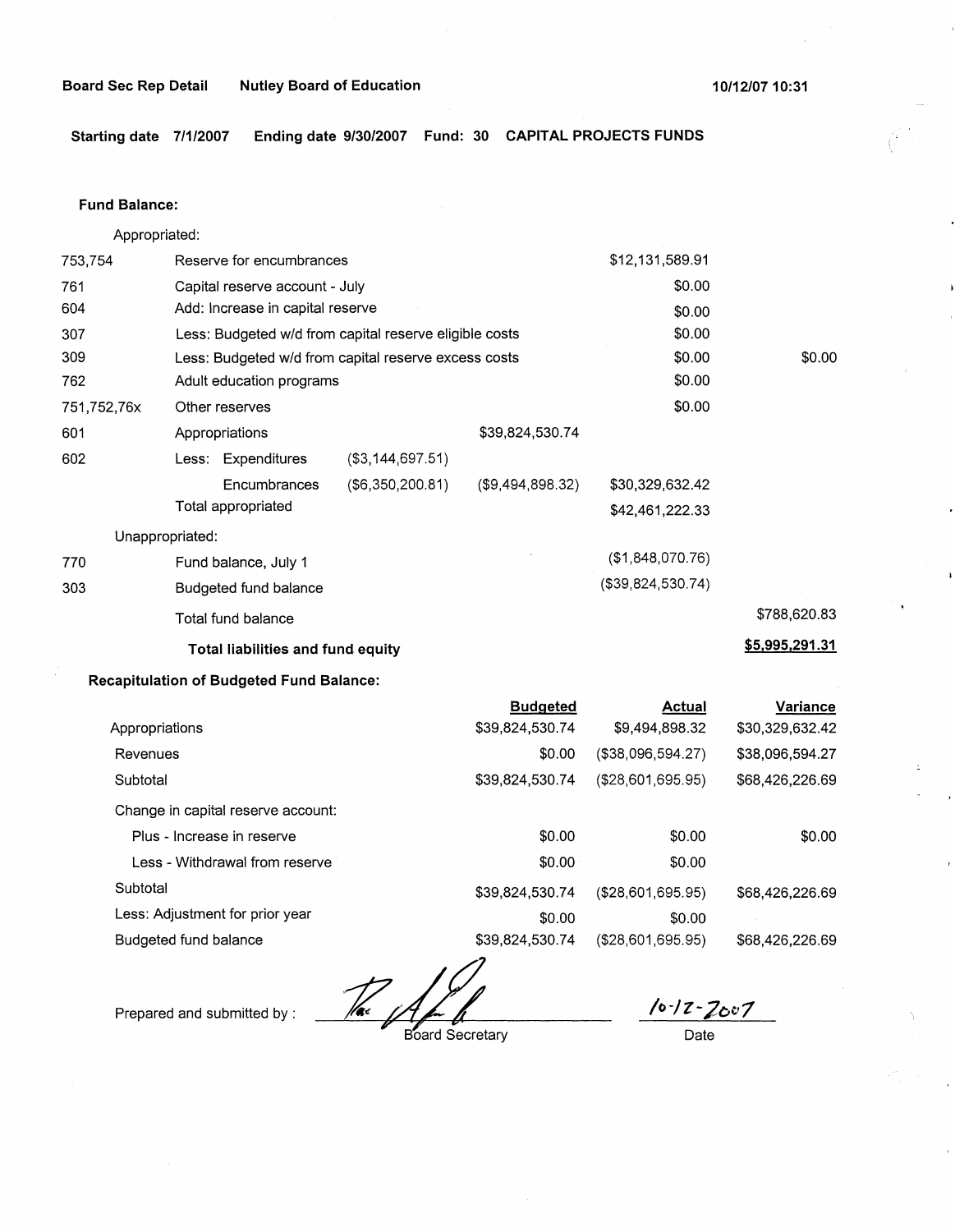Board Sec Rep Detail    Nutley Board of Education    10/12/07 10:31

**Starting date** 7/1/2007    **Ending date** 9/30/2007    **Fund: 30    CAPITAL PROJECTS FUNDS**

**Fund Balance:**

| | | | | | |
|---|---|---|---|---|---|
| Appropriated: | | | | | |
| 753,754 | Reserve for encumbrances | | | $12,131,589.91 | |
| 761 | Capital reserve account - July | | | $0.00 | |
| 604 | Add: Increase in capital reserve | | | $0.00 | |
| 307 | Less: Budgeted w/d from capital reserve eligible costs | | | $0.00 | |
| 309 | Less: Budgeted w/d from capital reserve excess costs | | | $0.00 | $0.00 |
| 762 | Adult education programs | | | $0.00 | |
| 751,752,76x | Other reserves | | | $0.00 | |
| 601 | Appropriations | | $39,824,530.74 | | |
| 602 | Less: Expenditures | ($3,144,697.51) | | | |
| | Encumbrances | ($6,350,200.81) | ($9,494,898.32) | $30,329,632.42 | |
| | Total appropriated | | | $42,461,222.33 | |
| Unappropriated: | | | | | |
| 770 | Fund balance, July 1 | | | ($1,848,070.76) | |
| 303 | Budgeted fund balance | | | ($39,824,530.74) | |
| | Total fund balance | | | | $788,620.83 |
| | **Total liabilities and fund equity** | | | | **$5,995,291.31** |

**Recapitulation of Budgeted Fund Balance:**

| | Budgeted | Actual | Variance |
|---|---|---|---|
| Appropriations | $39,824,530.74 | $9,494,898.32 | $30,329,632.42 |
| Revenues | $0.00 | ($38,096,594.27) | $38,096,594.27 |
| Subtotal | $39,824,530.74 | ($28,601,695.95) | $68,426,226.69 |
| Change in capital reserve account: | | | |
| Plus - Increase in reserve | $0.00 | $0.00 | $0.00 |
| Less - Withdrawal from reserve | $0.00 | $0.00 | |
| Subtotal | $39,824,530.74 | ($28,601,695.95) | $68,426,226.69 |
| Less: Adjustment for prior year | $0.00 | $0.00 | |
| Budgeted fund balance | $39,824,530.74 | ($28,601,695.95) | $68,426,226.69 |

Prepared and submitted by : ____________________ Board Secretary    10-12-2007 Date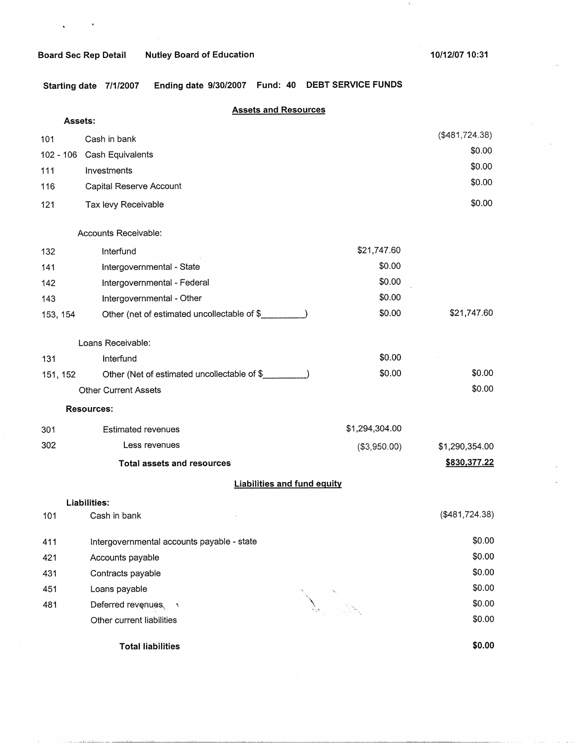**Board Sec Rep Detail** **Nutley Board of Education** **10/12/07 10:31**

**Starting date 7/1/2007** **Ending date 9/30/2007** **Fund: 40** **DEBT SERVICE FUNDS**

## Assets and Resources

**Assets:**

| Code | Description | | |
|---|---|---|---|
| 101 | Cash in bank | | ($481,724.38) |
| 102 - 106 | Cash Equivalents | | $0.00 |
| 111 | Investments | | $0.00 |
| 116 | Capital Reserve Account | | $0.00 |
| 121 | Tax levy Receivable | | $0.00 |
| | Accounts Receivable: | | |
| 132 | Interfund | $21,747.60 | |
| 141 | Intergovernmental - State | $0.00 | |
| 142 | Intergovernmental - Federal | $0.00 | |
| 143 | Intergovernmental - Other | $0.00 | |
| 153, 154 | Other (net of estimated uncollectable of $_________) | $0.00 | $21,747.60 |
| | Loans Receivable: | | |
| 131 | Interfund | $0.00 | |
| 151, 152 | Other (Net of estimated uncollectable of $_________) | $0.00 | $0.00 |
| | Other Current Assets | | $0.00 |

**Resources:**

| Code | Description | | |
|---|---|---|---|
| 301 | Estimated revenues | $1,294,304.00 | |
| 302 | Less revenues | ($3,950.00) | $1,290,354.00 |
| | **Total assets and resources** | | **$830,377.22** |

## Liabilities and fund equity

**Liabilities:**

| Code | Description | |
|---|---|---|
| 101 | Cash in bank | ($481,724.38) |
| 411 | Intergovernmental accounts payable - state | $0.00 |
| 421 | Accounts payable | $0.00 |
| 431 | Contracts payable | $0.00 |
| 451 | Loans payable | $0.00 |
| 481 | Deferred revenues | $0.00 |
| | Other current liabilities | $0.00 |
| | **Total liabilities** | **$0.00** |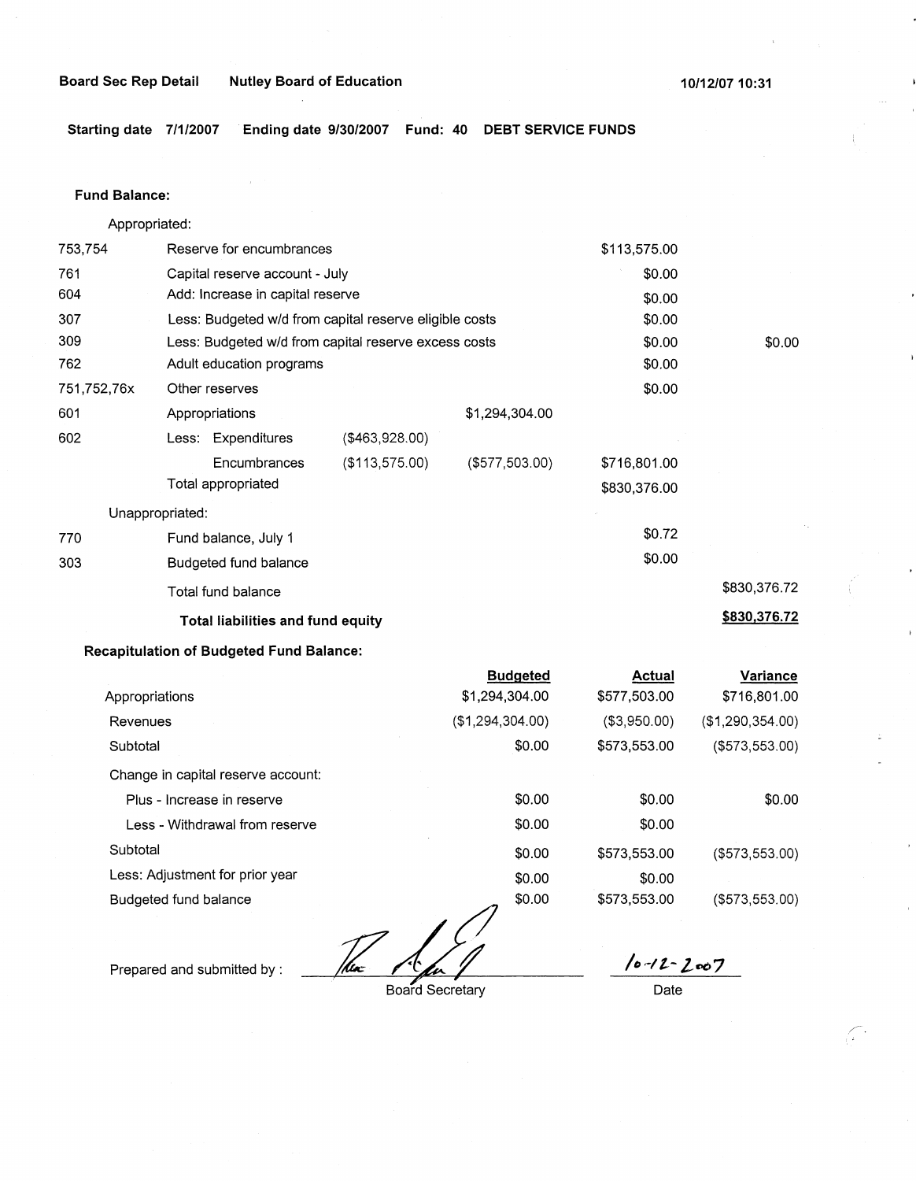**Board Sec Rep Detail** **Nutley Board of Education** **10/12/07 10:31**

**Starting date 7/1/2007** **Ending date 9/30/2007** **Fund: 40** **DEBT SERVICE FUNDS**

**Fund Balance:**

| | | | | | |
|---|---|---|---|---|---|
| Appropriated: | | | | | |
| 753,754 | Reserve for encumbrances | | | $113,575.00 | |
| 761 | Capital reserve account - July | | | $0.00 | |
| 604 | Add: Increase in capital reserve | | | $0.00 | |
| 307 | Less: Budgeted w/d from capital reserve eligible costs | | | $0.00 | |
| 309 | Less: Budgeted w/d from capital reserve excess costs | | | $0.00 | $0.00 |
| 762 | Adult education programs | | | $0.00 | |
| 751,752,76x | Other reserves | | | $0.00 | |
| 601 | Appropriations | | $1,294,304.00 | | |
| 602 | Less: Expenditures | ($463,928.00) | | | |
| | Encumbrances | ($113,575.00) | ($577,503.00) | $716,801.00 | |
| | Total appropriated | | | $830,376.00 | |
| Unappropriated: | | | | | |
| 770 | Fund balance, July 1 | | | $0.72 | |
| 303 | Budgeted fund balance | | | $0.00 | |
| | Total fund balance | | | | $830,376.72 |
| | **Total liabilities and fund equity** | | | | **$830,376.72** |

**Recapitulation of Budgeted Fund Balance:**

| | Budgeted | Actual | Variance |
|---|---|---|---|
| Appropriations | $1,294,304.00 | $577,503.00 | $716,801.00 |
| Revenues | ($1,294,304.00) | ($3,950.00) | ($1,290,354.00) |
| Subtotal | $0.00 | $573,553.00 | ($573,553.00) |
| Change in capital reserve account: | | | |
| Plus - Increase in reserve | $0.00 | $0.00 | $0.00 |
| Less - Withdrawal from reserve | $0.00 | $0.00 | |
| Subtotal | $0.00 | $573,553.00 | ($573,553.00) |
| Less: Adjustment for prior year | $0.00 | $0.00 | |
| Budgeted fund balance | $0.00 | $573,553.00 | ($573,553.00) |

Prepared and submitted by : ______________________ Board Secretary

10-12-2007
Date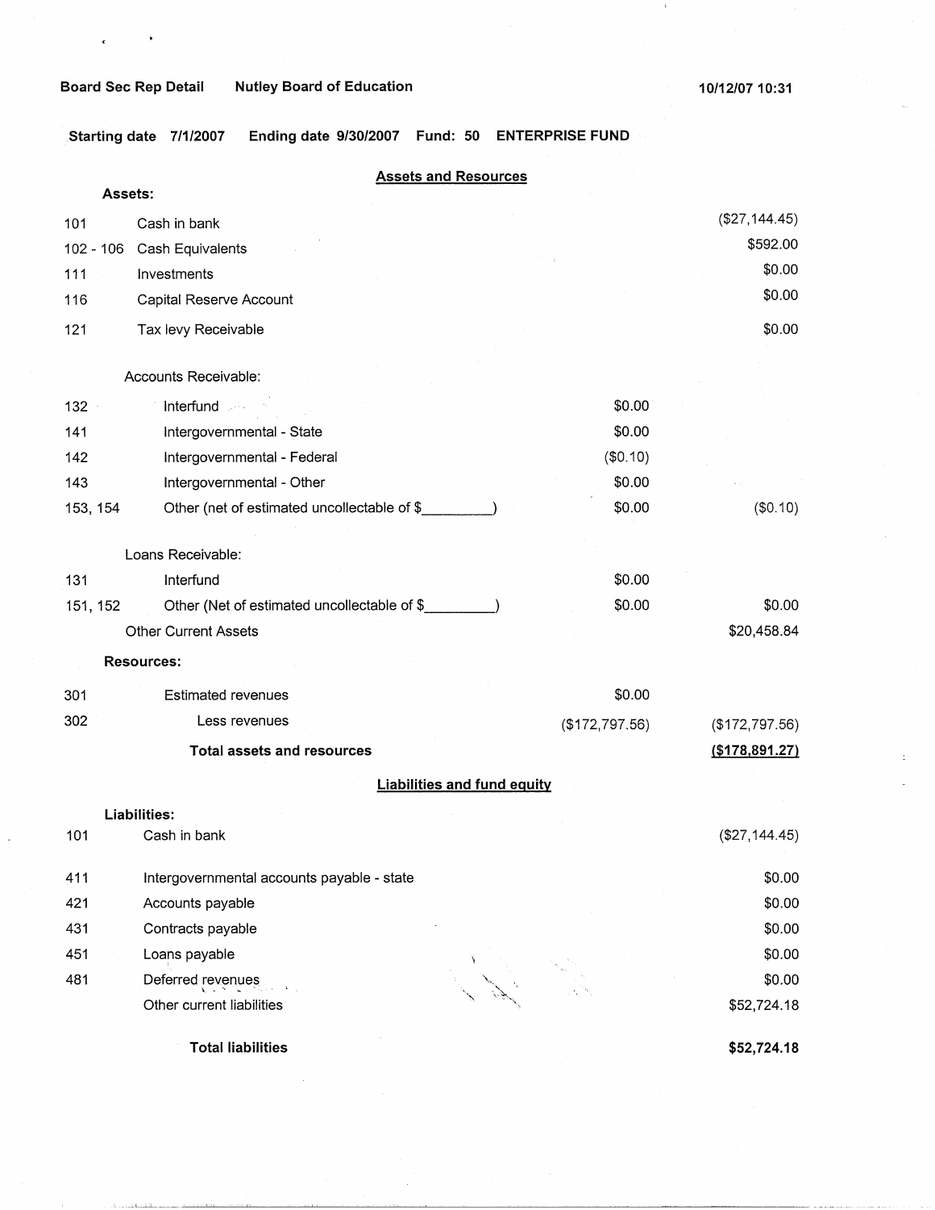Board Sec Rep Detail  Nutley Board of Education  10/12/07 10:31

Starting date 7/1/2007  Ending date 9/30/2007  Fund: 50  ENTERPRISE FUND

## Assets and Resources

| | | | |
|---|---|---|---|
| **Assets:** | | | |
| 101 | Cash in bank | | ($27,144.45) |
| 102 - 106 | Cash Equivalents | | $592.00 |
| 111 | Investments | | $0.00 |
| 116 | Capital Reserve Account | | $0.00 |
| 121 | Tax levy Receivable | | $0.00 |
| | Accounts Receivable: | | |
| 132 | Interfund | $0.00 | |
| 141 | Intergovernmental - State | $0.00 | |
| 142 | Intergovernmental - Federal | ($0.10) | |
| 143 | Intergovernmental - Other | $0.00 | |
| 153, 154 | Other (net of estimated uncollectable of $_________) | $0.00 | ($0.10) |
| | Loans Receivable: | | |
| 131 | Interfund | $0.00 | |
| 151, 152 | Other (Net of estimated uncollectable of $_________) | $0.00 | $0.00 |
| | Other Current Assets | | $20,458.84 |
| **Resources:** | | | |
| 301 | Estimated revenues | $0.00 | |
| 302 | Less revenues | ($172,797.56) | ($172,797.56) |
| | **Total assets and resources** | | **($178,891.27)** |

## Liabilities and fund equity

| | | |
|---|---|---|
| **Liabilities:** | | |
| 101 | Cash in bank | ($27,144.45) |
| 411 | Intergovernmental accounts payable - state | $0.00 |
| 421 | Accounts payable | $0.00 |
| 431 | Contracts payable | $0.00 |
| 451 | Loans payable | $0.00 |
| 481 | Deferred revenues | $0.00 |
| | Other current liabilities | $52,724.18 |
| | **Total liabilities** | **$52,724.18** |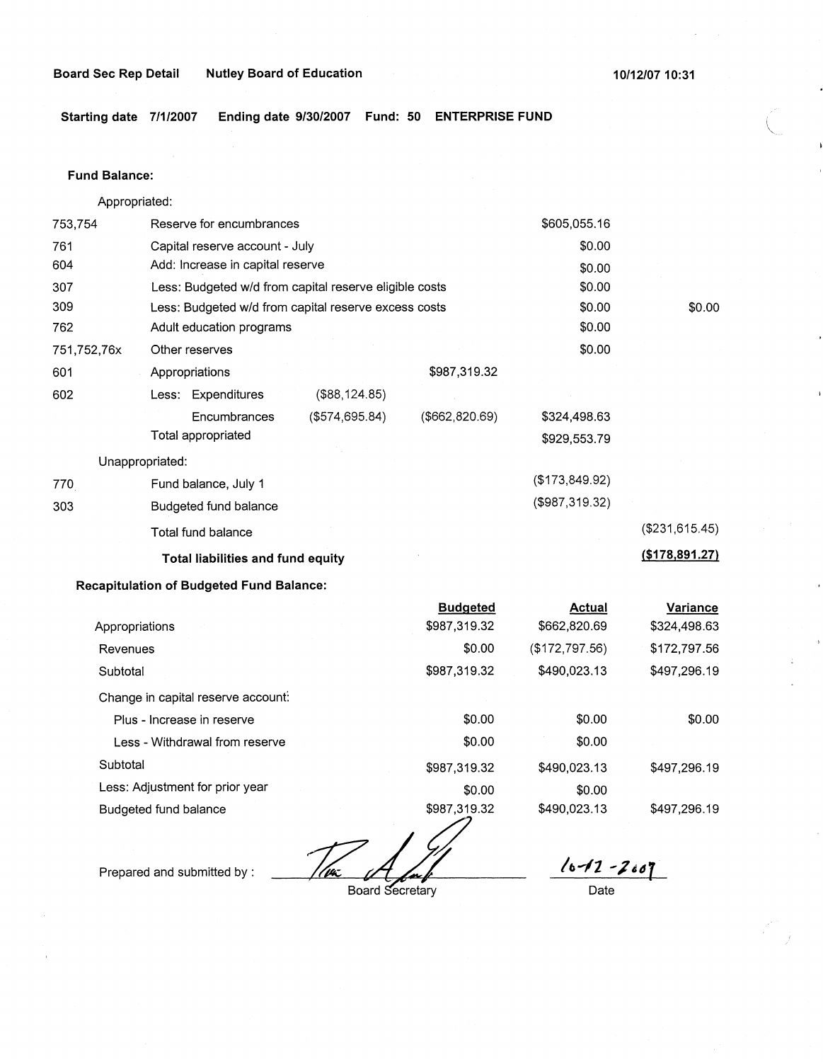**Board Sec Rep Detail** **Nutley Board of Education** **10/12/07 10:31**

**Starting date 7/1/2007** **Ending date 9/30/2007** **Fund: 50** **ENTERPRISE FUND**

**Fund Balance:**

| | | | | | |
|---|---|---|---|---|---|
| | Appropriated: | | | | |
| 753,754 | Reserve for encumbrances | | | $605,055.16 | |
| 761 | Capital reserve account - July | | | $0.00 | |
| 604 | Add: Increase in capital reserve | | | $0.00 | |
| 307 | Less: Budgeted w/d from capital reserve eligible costs | | | $0.00 | |
| 309 | Less: Budgeted w/d from capital reserve excess costs | | | $0.00 | $0.00 |
| 762 | Adult education programs | | | $0.00 | |
| 751,752,76x | Other reserves | | | $0.00 | |
| 601 | Appropriations | | $987,319.32 | | |
| 602 | Less: Expenditures | ($88,124.85) | | | |
| | Encumbrances | ($574,695.84) | ($662,820.69) | $324,498.63 | |
| | Total appropriated | | | $929,553.79 | |
| | Unappropriated: | | | | |
| 770 | Fund balance, July 1 | | | ($173,849.92) | |
| 303 | Budgeted fund balance | | | ($987,319.32) | |
| | Total fund balance | | | | ($231,615.45) |
| | **Total liabilities and fund equity** | | | | **($178,891.27)** |

**Recapitulation of Budgeted Fund Balance:**

| | Budgeted | Actual | Variance |
|---|---|---|---|
| Appropriations | $987,319.32 | $662,820.69 | $324,498.63 |
| Revenues | $0.00 | ($172,797.56) | $172,797.56 |
| Subtotal | $987,319.32 | $490,023.13 | $497,296.19 |
| Change in capital reserve account: | | | |
| Plus - Increase in reserve | $0.00 | $0.00 | $0.00 |
| Less - Withdrawal from reserve | $0.00 | $0.00 | |
| Subtotal | $987,319.32 | $490,023.13 | $497,296.19 |
| Less: Adjustment for prior year | $0.00 | $0.00 | |
| Budgeted fund balance | $987,319.32 | $490,023.13 | $497,296.19 |

Prepared and submitted by : ______________________ Board Secretary

10-12-2007
Date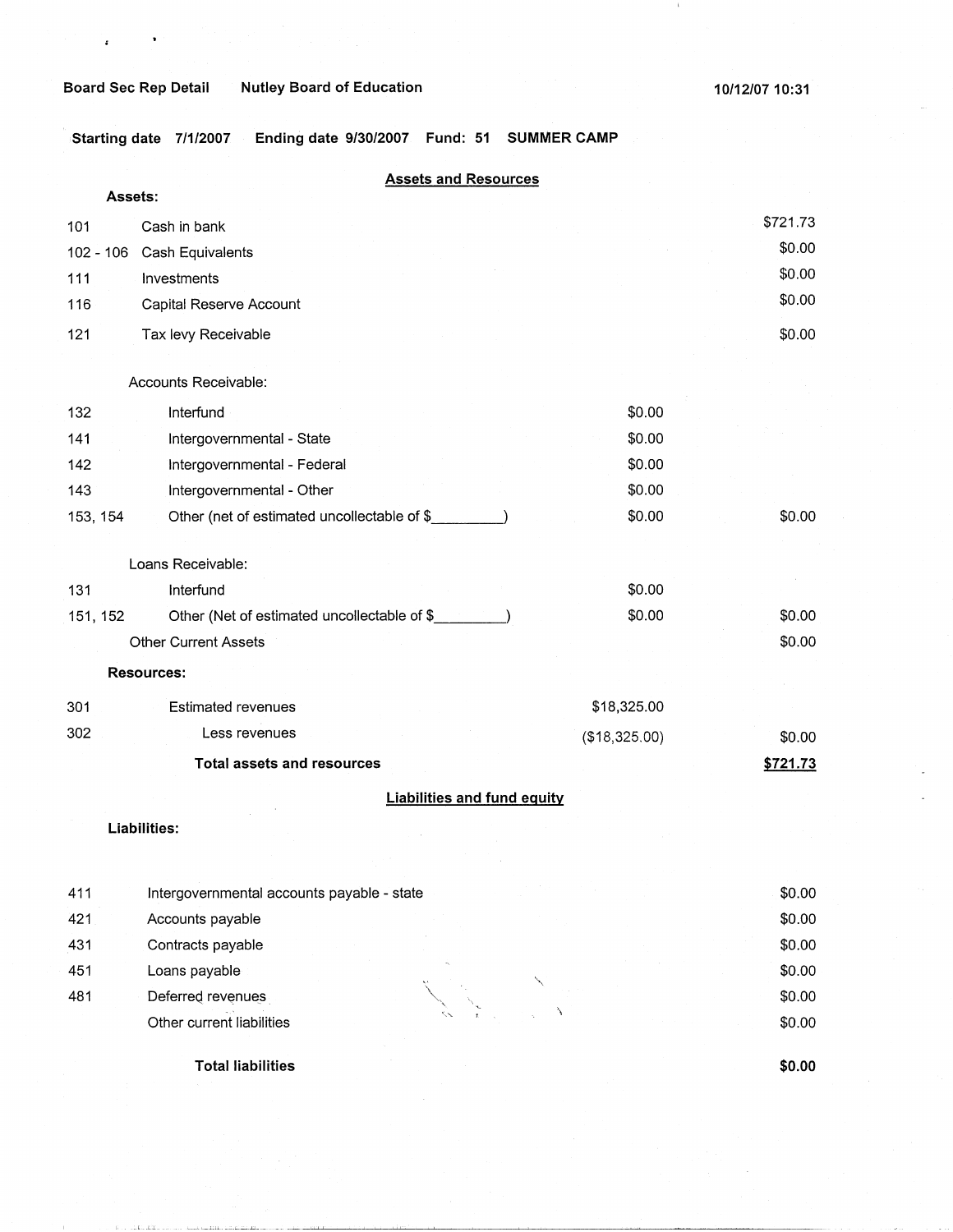Board Sec Rep Detail Nutley Board of Education 10/12/07 10:31

Starting date 7/1/2007 Ending date 9/30/2007 Fund: 51 SUMMER CAMP

## Assets and Resources

**Assets:**

| Code | Description | | Amount |
|---|---|---|---|
| 101 | Cash in bank | | $721.73 |
| 102 - 106 | Cash Equivalents | | $0.00 |
| 111 | Investments | | $0.00 |
| 116 | Capital Reserve Account | | $0.00 |
| 121 | Tax levy Receivable | | $0.00 |
| | Accounts Receivable: | | |
| 132 | Interfund | $0.00 | |
| 141 | Intergovernmental - State | $0.00 | |
| 142 | Intergovernmental - Federal | $0.00 | |
| 143 | Intergovernmental - Other | $0.00 | |
| 153, 154 | Other (net of estimated uncollectable of $_________) | $0.00 | $0.00 |
| | Loans Receivable: | | |
| 131 | Interfund | $0.00 | |
| 151, 152 | Other (Net of estimated uncollectable of $_________) | $0.00 | $0.00 |
| | Other Current Assets | | $0.00 |

**Resources:**

| Code | Description | | Amount |
|---|---|---|---|
| 301 | Estimated revenues | $18,325.00 | |
| 302 | Less revenues | ($18,325.00) | $0.00 |
| | **Total assets and resources** | | **$721.73** |

## Liabilities and fund equity

**Liabilities:**

| Code | Description | Amount |
|---|---|---|
| 411 | Intergovernmental accounts payable - state | $0.00 |
| 421 | Accounts payable | $0.00 |
| 431 | Contracts payable | $0.00 |
| 451 | Loans payable | $0.00 |
| 481 | Deferred revenues | $0.00 |
| | Other current liabilities | $0.00 |
| | **Total liabilities** | **$0.00** |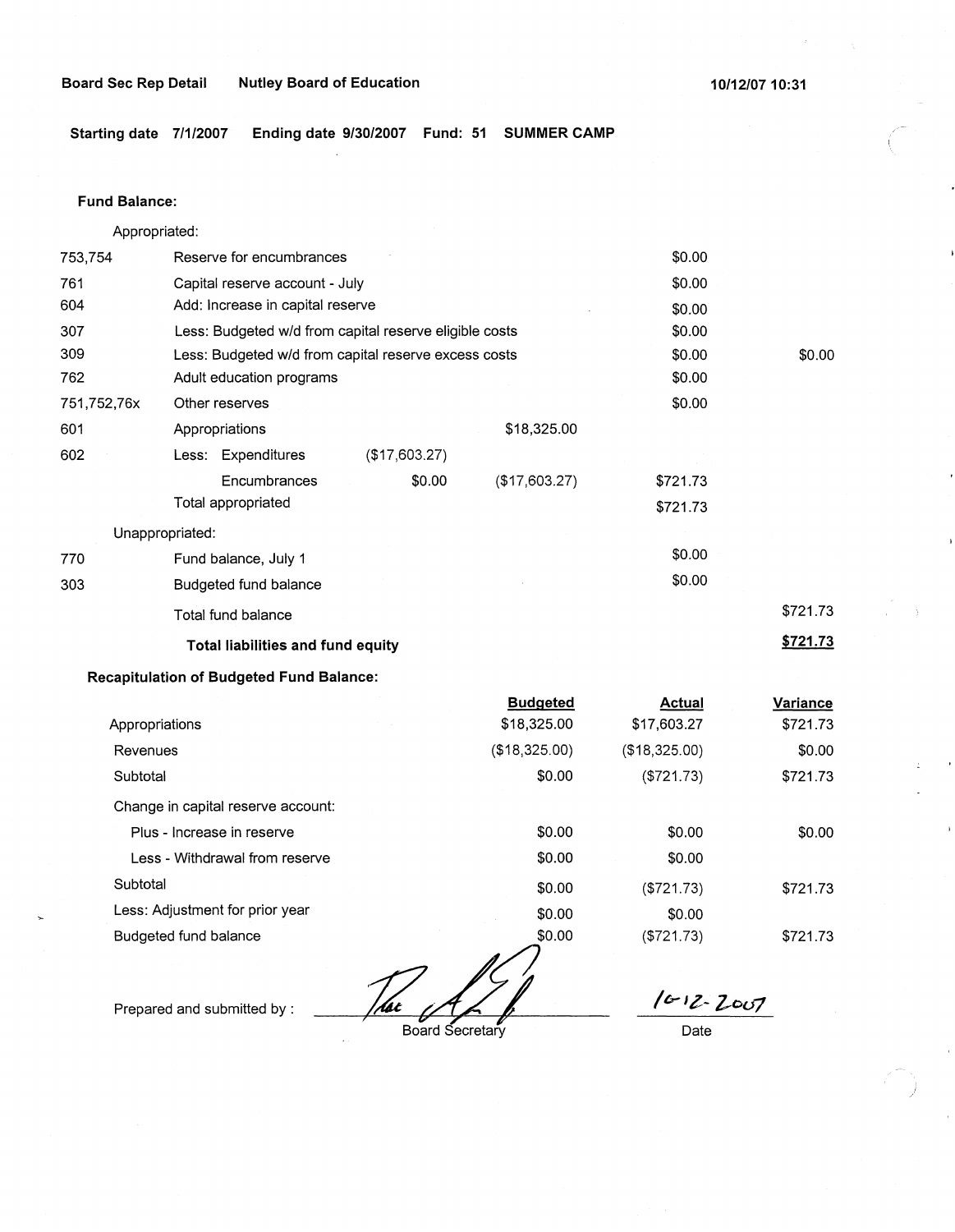Board Sec Rep Detail    Nutley Board of Education    10/12/07 10:31

**Starting date** 7/1/2007    **Ending date** 9/30/2007    **Fund: 51    SUMMER CAMP**

**Fund Balance:**

| | | | | | |
|---|---|---|---|---|---|
| | Appropriated: | | | | |
| 753,754 | Reserve for encumbrances | | | $0.00 | |
| 761 | Capital reserve account - July | | | $0.00 | |
| 604 | Add: Increase in capital reserve | | | $0.00 | |
| 307 | Less: Budgeted w/d from capital reserve eligible costs | | | $0.00 | |
| 309 | Less: Budgeted w/d from capital reserve excess costs | | | $0.00 | $0.00 |
| 762 | Adult education programs | | | $0.00 | |
| 751,752,76x | Other reserves | | | $0.00 | |
| 601 | Appropriations | | $18,325.00 | | |
| 602 | Less: Expenditures | ($17,603.27) | | | |
| | Encumbrances | $0.00 | ($17,603.27) | $721.73 | |
| | Total appropriated | | | $721.73 | |
| | Unappropriated: | | | | |
| 770 | Fund balance, July 1 | | | $0.00 | |
| 303 | Budgeted fund balance | | | $0.00 | |
| | Total fund balance | | | | $721.73 |
| | **Total liabilities and fund equity** | | | | **$721.73** |

**Recapitulation of Budgeted Fund Balance:**

| | Budgeted | Actual | Variance |
|---|---|---|---|
| Appropriations | $18,325.00 | $17,603.27 | $721.73 |
| Revenues | ($18,325.00) | ($18,325.00) | $0.00 |
| Subtotal | $0.00 | ($721.73) | $721.73 |
| Change in capital reserve account: | | | |
| Plus - Increase in reserve | $0.00 | $0.00 | $0.00 |
| Less - Withdrawal from reserve | $0.00 | $0.00 | |
| Subtotal | $0.00 | ($721.73) | $721.73 |
| Less: Adjustment for prior year | $0.00 | $0.00 | |
| Budgeted fund balance | $0.00 | ($721.73) | $721.73 |

Prepared and submitted by : ____________________ Board Secretary    10-12-2007 Date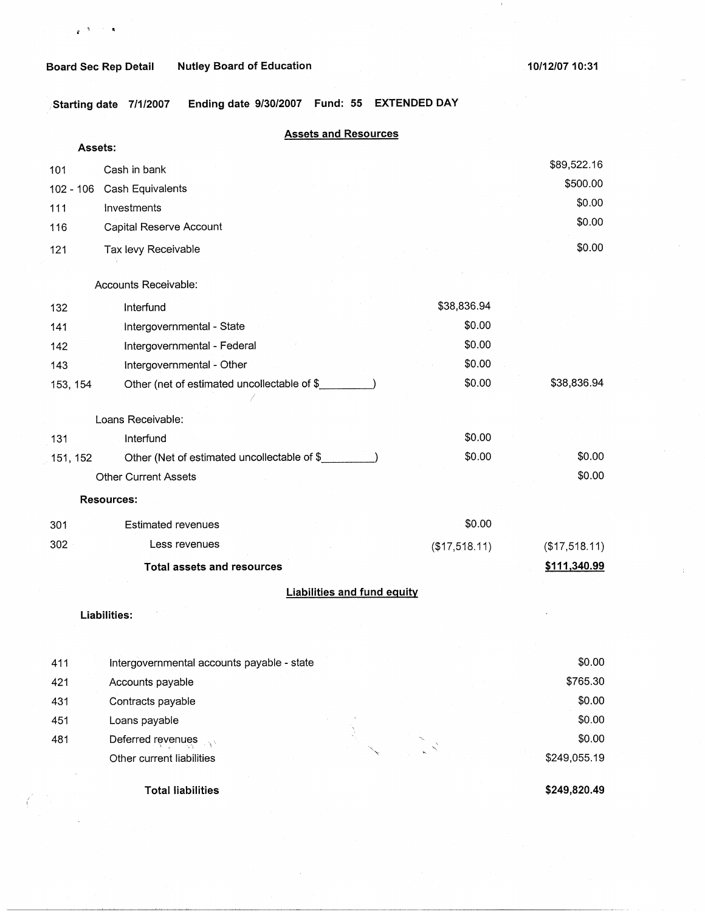**Board Sec Rep Detail** **Nutley Board of Education** **10/12/07 10:31**

**Starting date 7/1/2007** **Ending date 9/30/2007** **Fund: 55** **EXTENDED DAY**

## Assets and Resources

**Assets:**

| | | | |
|---|---|---|---|
| 101 | Cash in bank | | $89,522.16 |
| 102 - 106 | Cash Equivalents | | $500.00 |
| 111 | Investments | | $0.00 |
| 116 | Capital Reserve Account | | $0.00 |
| 121 | Tax levy Receivable | | $0.00 |
| | Accounts Receivable: | | |
| 132 | Interfund | $38,836.94 | |
| 141 | Intergovernmental - State | $0.00 | |
| 142 | Intergovernmental - Federal | $0.00 | |
| 143 | Intergovernmental - Other | $0.00 | |
| 153, 154 | Other (net of estimated uncollectable of $_________) | $0.00 | $38,836.94 |
| | Loans Receivable: | | |
| 131 | Interfund | $0.00 | |
| 151, 152 | Other (Net of estimated uncollectable of $_________) | $0.00 | $0.00 |
| | Other Current Assets | | $0.00 |
| | **Resources:** | | |
| 301 | Estimated revenues | $0.00 | |
| 302 | Less revenues | ($17,518.11) | ($17,518.11) |
| | **Total assets and resources** | | **$111,340.99** |

## Liabilities and fund equity

**Liabilities:**

| | | |
|---|---|---|
| 411 | Intergovernmental accounts payable - state | $0.00 |
| 421 | Accounts payable | $765.30 |
| 431 | Contracts payable | $0.00 |
| 451 | Loans payable | $0.00 |
| 481 | Deferred revenues | $0.00 |
| | Other current liabilities | $249,055.19 |
| | **Total liabilities** | **$249,820.49** |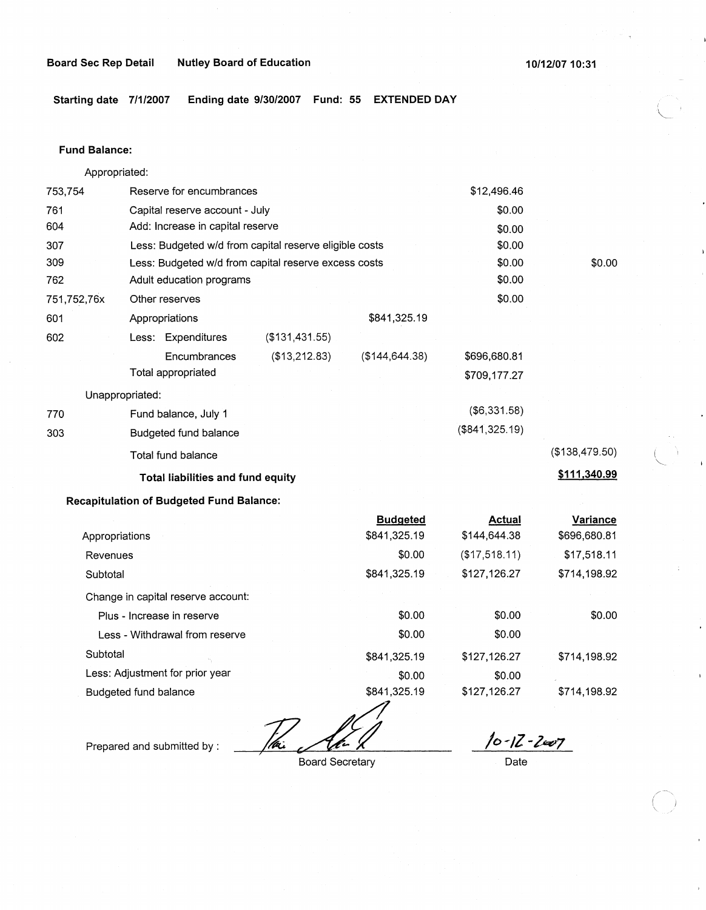**Board Sec Rep Detail** **Nutley Board of Education** **10/12/07 10:31**

**Starting date 7/1/2007** **Ending date 9/30/2007** **Fund: 55** **EXTENDED DAY**

**Fund Balance:**

| | | | | | |
|---|---|---|---|---|---|
| | Appropriated: | | | | |
| 753,754 | Reserve for encumbrances | | | $12,496.46 | |
| 761 | Capital reserve account - July | | | $0.00 | |
| 604 | Add: Increase in capital reserve | | | $0.00 | |
| 307 | Less: Budgeted w/d from capital reserve eligible costs | | | $0.00 | |
| 309 | Less: Budgeted w/d from capital reserve excess costs | | | $0.00 | $0.00 |
| 762 | Adult education programs | | | $0.00 | |
| 751,752,76x | Other reserves | | | $0.00 | |
| 601 | Appropriations | | $841,325.19 | | |
| 602 | Less: Expenditures | ($131,431.55) | | | |
| | Encumbrances | ($13,212.83) | ($144,644.38) | $696,680.81 | |
| | Total appropriated | | | $709,177.27 | |
| | Unappropriated: | | | | |
| 770 | Fund balance, July 1 | | | ($6,331.58) | |
| 303 | Budgeted fund balance | | | ($841,325.19) | |
| | Total fund balance | | | | ($138,479.50) |
| | **Total liabilities and fund equity** | | | | **$111,340.99** |

**Recapitulation of Budgeted Fund Balance:**

| | Budgeted | Actual | Variance |
|---|---|---|---|
| Appropriations | $841,325.19 | $144,644.38 | $696,680.81 |
| Revenues | $0.00 | ($17,518.11) | $17,518.11 |
| Subtotal | $841,325.19 | $127,126.27 | $714,198.92 |
| Change in capital reserve account: | | | |
| Plus - Increase in reserve | $0.00 | $0.00 | $0.00 |
| Less - Withdrawal from reserve | $0.00 | $0.00 | |
| Subtotal | $841,325.19 | $127,126.27 | $714,198.92 |
| Less: Adjustment for prior year | $0.00 | $0.00 | |
| Budgeted fund balance | $841,325.19 | $127,126.27 | $714,198.92 |

Prepared and submitted by : ______________________ Board Secretary

10-12-2007
Date